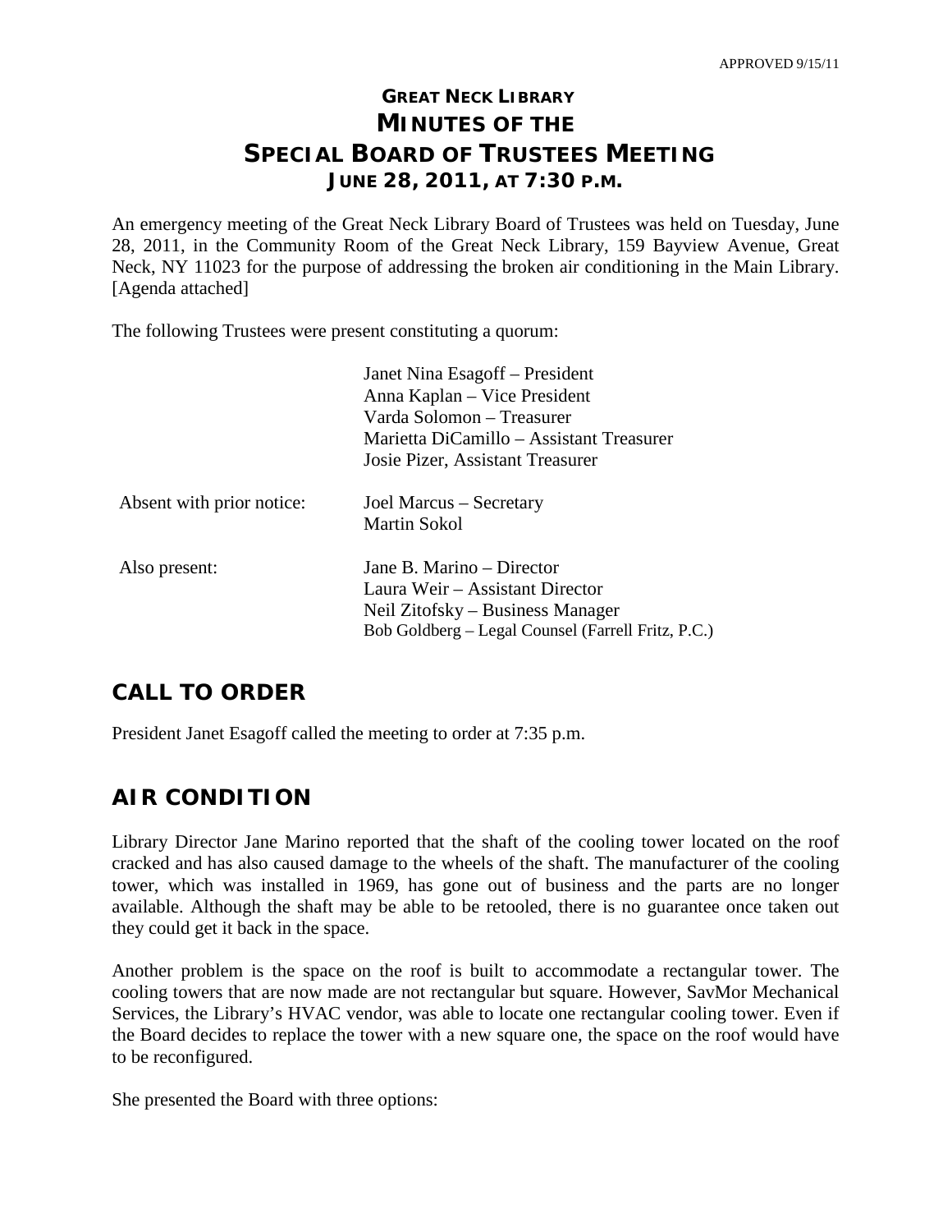APPROVED 9/15/11

# GREAT NECK LIBRARY
# MINUTES OF THE
# SPECIAL BOARD OF TRUSTEES MEETING
## JUNE 28, 2011, AT 7:30 P.M.

An emergency meeting of the Great Neck Library Board of Trustees was held on Tuesday, June 28, 2011, in the Community Room of the Great Neck Library, 159 Bayview Avenue, Great Neck, NY 11023 for the purpose of addressing the broken air conditioning in the Main Library. [Agenda attached]

The following Trustees were present constituting a quorum:

Janet Nina Esagoff – President
Anna Kaplan – Vice President
Varda Solomon – Treasurer
Marietta DiCamillo – Assistant Treasurer
Josie Pizer, Assistant Treasurer

Absent with prior notice:
Joel Marcus – Secretary
Martin Sokol

Also present:
Jane B. Marino – Director
Laura Weir – Assistant Director
Neil Zitofsky – Business Manager
Bob Goldberg – Legal Counsel (Farrell Fritz, P.C.)

## CALL TO ORDER

President Janet Esagoff called the meeting to order at 7:35 p.m.

## AIR CONDITION

Library Director Jane Marino reported that the shaft of the cooling tower located on the roof cracked and has also caused damage to the wheels of the shaft. The manufacturer of the cooling tower, which was installed in 1969, has gone out of business and the parts are no longer available. Although the shaft may be able to be retooled, there is no guarantee once taken out they could get it back in the space.

Another problem is the space on the roof is built to accommodate a rectangular tower. The cooling towers that are now made are not rectangular but square. However, SavMor Mechanical Services, the Library's HVAC vendor, was able to locate one rectangular cooling tower. Even if the Board decides to replace the tower with a new square one, the space on the roof would have to be reconfigured.

She presented the Board with three options: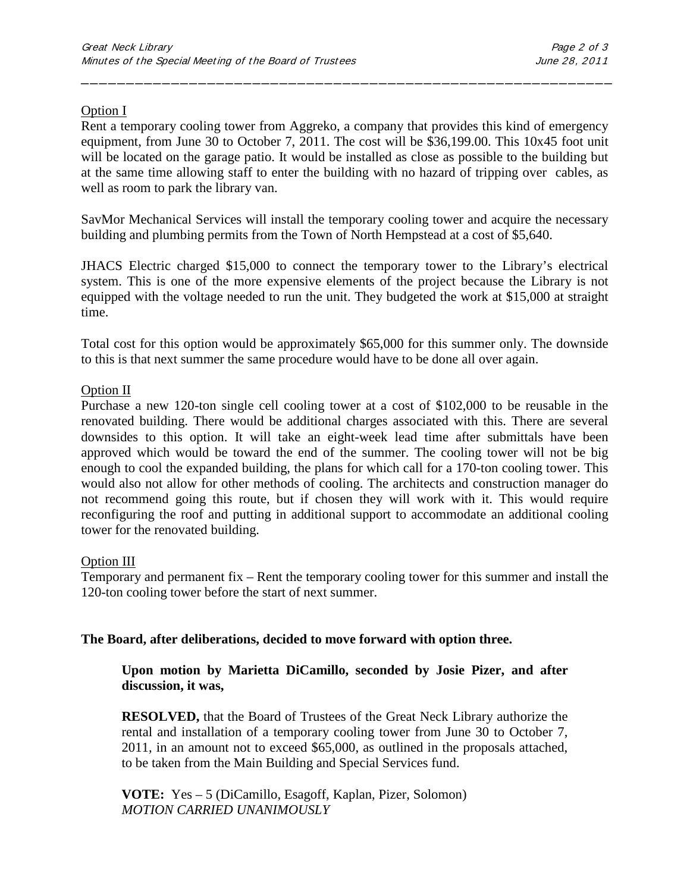Option I

Rent a temporary cooling tower from Aggreko, a company that provides this kind of emergency equipment, from June 30 to October 7, 2011. The cost will be $36,199.00. This 10x45 foot unit will be located on the garage patio. It would be installed as close as possible to the building but at the same time allowing staff to enter the building with no hazard of tripping over cables, as well as room to park the library van.

SavMor Mechanical Services will install the temporary cooling tower and acquire the necessary building and plumbing permits from the Town of North Hempstead at a cost of $5,640.

JHACS Electric charged $15,000 to connect the temporary tower to the Library's electrical system. This is one of the more expensive elements of the project because the Library is not equipped with the voltage needed to run the unit. They budgeted the work at $15,000 at straight time.

Total cost for this option would be approximately $65,000 for this summer only. The downside to this is that next summer the same procedure would have to be done all over again.

Option II

Purchase a new 120-ton single cell cooling tower at a cost of $102,000 to be reusable in the renovated building. There would be additional charges associated with this. There are several downsides to this option. It will take an eight-week lead time after submittals have been approved which would be toward the end of the summer. The cooling tower will not be big enough to cool the expanded building, the plans for which call for a 170-ton cooling tower. This would also not allow for other methods of cooling. The architects and construction manager do not recommend going this route, but if chosen they will work with it. This would require reconfiguring the roof and putting in additional support to accommodate an additional cooling tower for the renovated building.

Option III

Temporary and permanent fix – Rent the temporary cooling tower for this summer and install the 120-ton cooling tower before the start of next summer.

**The Board, after deliberations, decided to move forward with option three.**

**Upon motion by Marietta DiCamillo, seconded by Josie Pizer, and after discussion, it was,**

**RESOLVED,** that the Board of Trustees of the Great Neck Library authorize the rental and installation of a temporary cooling tower from June 30 to October 7, 2011, in an amount not to exceed $65,000, as outlined in the proposals attached, to be taken from the Main Building and Special Services fund.

**VOTE:** Yes – 5 (DiCamillo, Esagoff, Kaplan, Pizer, Solomon)
*MOTION CARRIED UNANIMOUSLY*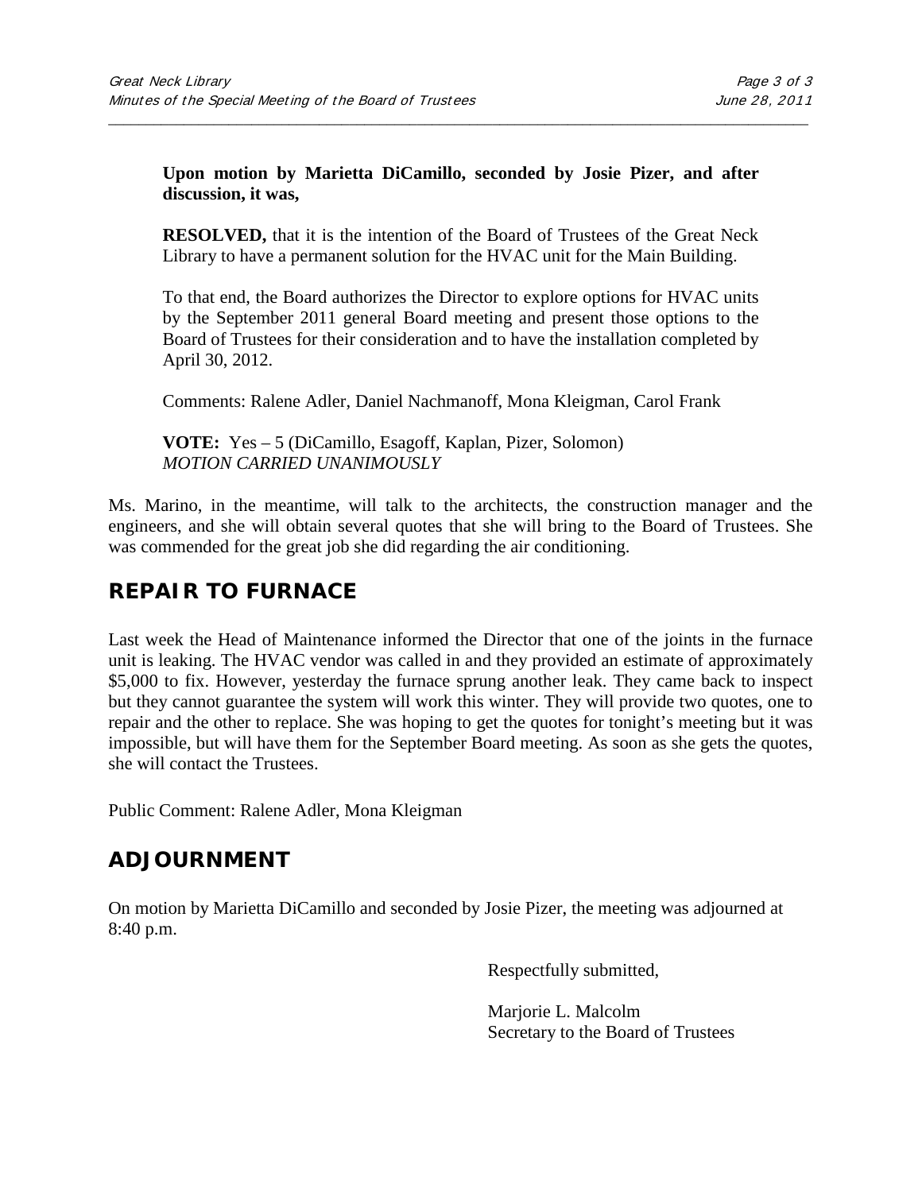**Upon motion by Marietta DiCamillo, seconded by Josie Pizer, and after discussion, it was,**

**RESOLVED,** that it is the intention of the Board of Trustees of the Great Neck Library to have a permanent solution for the HVAC unit for the Main Building.

To that end, the Board authorizes the Director to explore options for HVAC units by the September 2011 general Board meeting and present those options to the Board of Trustees for their consideration and to have the installation completed by April 30, 2012.

Comments: Ralene Adler, Daniel Nachmanoff, Mona Kleigman, Carol Frank

**VOTE:** Yes – 5 (DiCamillo, Esagoff, Kaplan, Pizer, Solomon)
*MOTION CARRIED UNANIMOUSLY*

Ms. Marino, in the meantime, will talk to the architects, the construction manager and the engineers, and she will obtain several quotes that she will bring to the Board of Trustees. She was commended for the great job she did regarding the air conditioning.

## REPAIR TO FURNACE

Last week the Head of Maintenance informed the Director that one of the joints in the furnace unit is leaking. The HVAC vendor was called in and they provided an estimate of approximately $5,000 to fix. However, yesterday the furnace sprung another leak. They came back to inspect but they cannot guarantee the system will work this winter. They will provide two quotes, one to repair and the other to replace. She was hoping to get the quotes for tonight's meeting but it was impossible, but will have them for the September Board meeting. As soon as she gets the quotes, she will contact the Trustees.

Public Comment: Ralene Adler, Mona Kleigman

## ADJOURNMENT

On motion by Marietta DiCamillo and seconded by Josie Pizer, the meeting was adjourned at 8:40 p.m.

Respectfully submitted,

Marjorie L. Malcolm
Secretary to the Board of Trustees